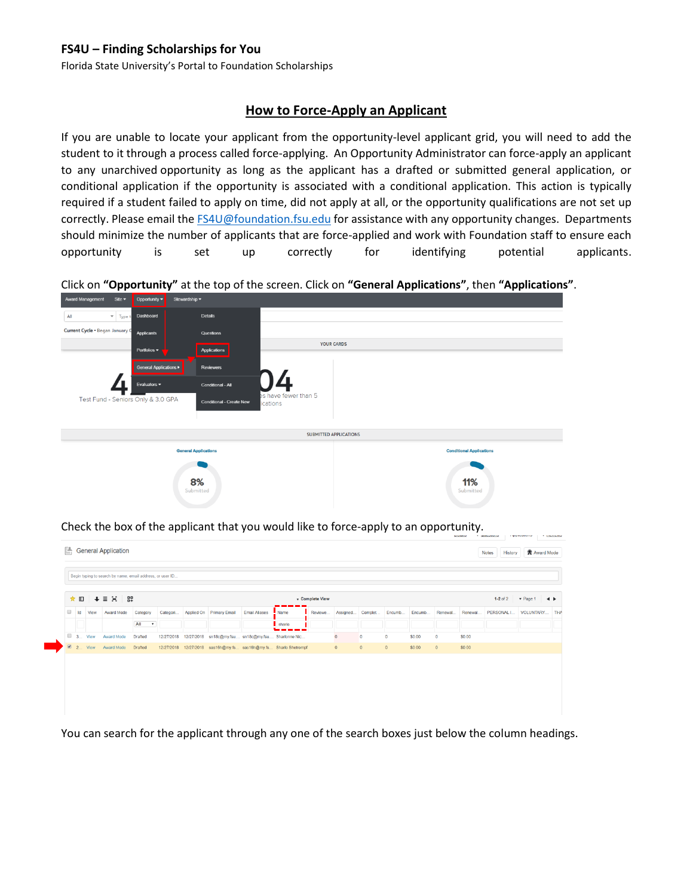**FS4U – Finding Scholarships for You**

Florida State University's Portal to Foundation Scholarships

## How to Force-Apply an Applicant

If you are unable to locate your applicant from the opportunity-level applicant grid, you will need to add the student to it through a process called force-applying. An Opportunity Administrator can force-apply an applicant to any unarchived opportunity as long as the applicant has a drafted or submitted general application, or conditional application if the opportunity is associated with a conditional application. This action is typically required if a student failed to apply on time, did not apply at all, or the opportunity qualifications are not set up correctly. Please email the FS4U@foundation.fsu.edu for assistance with any opportunity changes. Departments should minimize the number of applicants that are force-applied and work with Foundation staff to ensure each opportunity is set up correctly for identifying potential applicants.

Click on **"Opportunity"** at the top of the screen. Click on **"General Applications"**, then **"Applications"**.

Check the box of the applicant that you would like to force-apply to an opportunity.

You can search for the applicant through any one of the search boxes just below the column headings.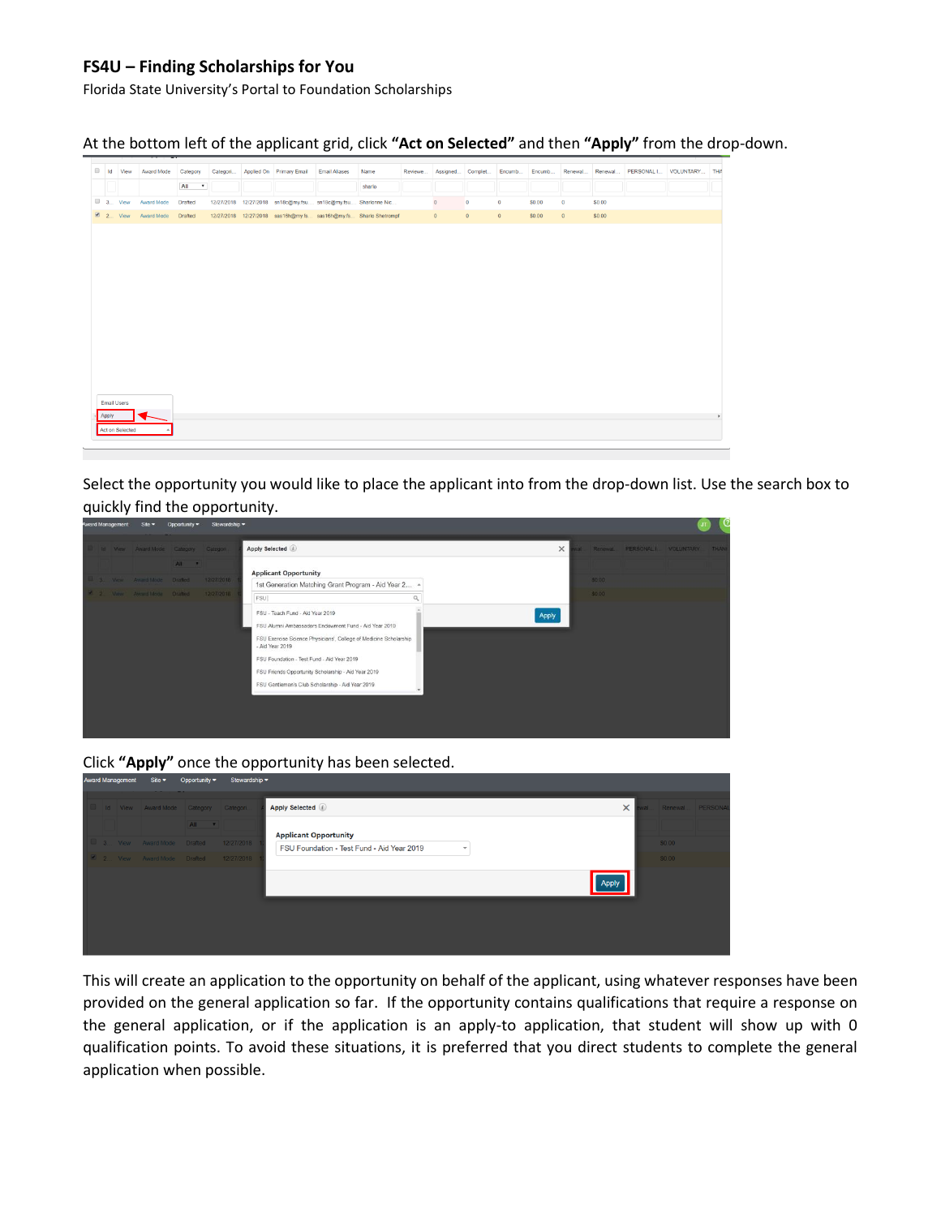At the bottom left of the applicant grid, click **"Act on Selected"** and then **"Apply"** from the drop-down.

Select the opportunity you would like to place the applicant into from the drop-down list. Use the search box to quickly find the opportunity.

Click **"Apply"** once the opportunity has been selected.

This will create an application to the opportunity on behalf of the applicant, using whatever responses have been provided on the general application so far. If the opportunity contains qualifications that require a response on the general application, or if the application is an apply-to application, that student will show up with 0 qualification points. To avoid these situations, it is preferred that you direct students to complete the general application when possible.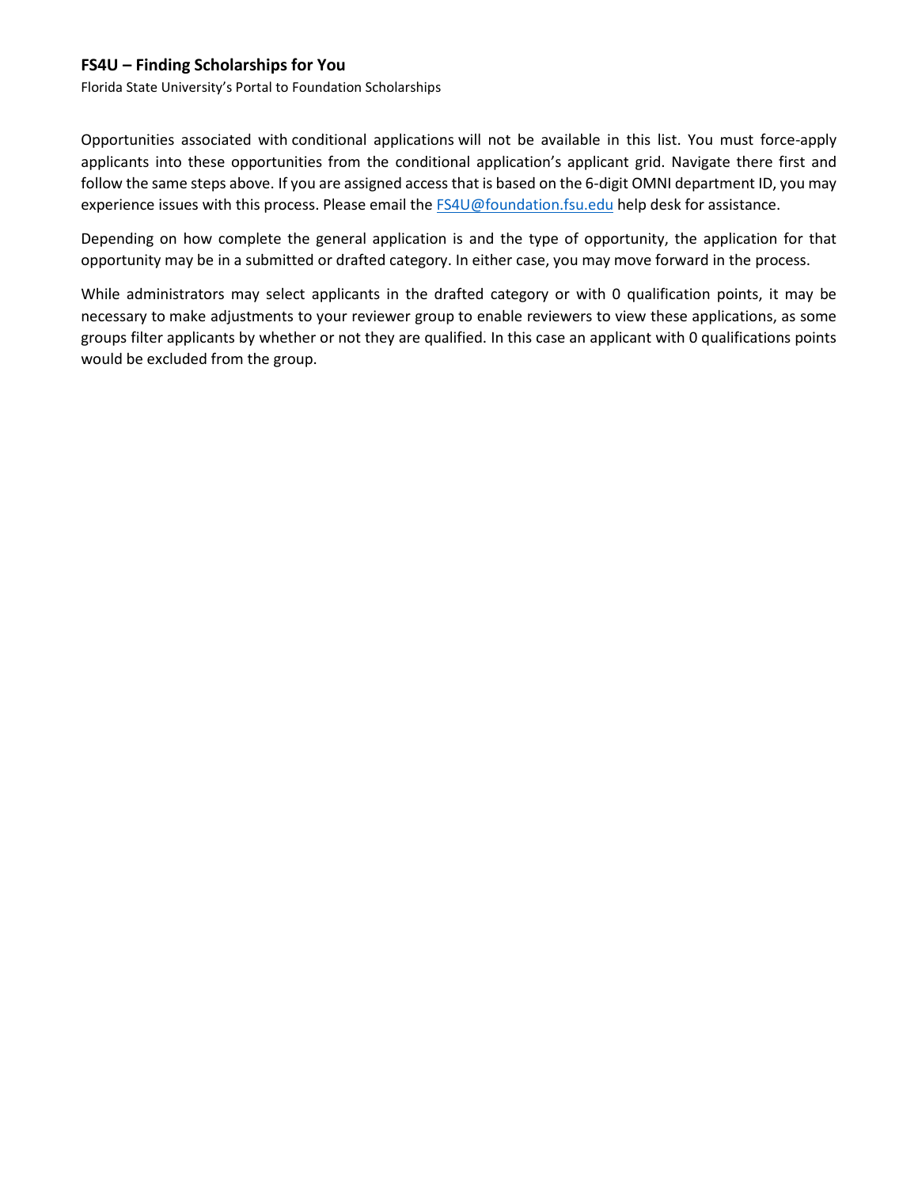Opportunities associated with conditional applications will not be available in this list. You must force-apply applicants into these opportunities from the conditional application's applicant grid. Navigate there first and follow the same steps above. If you are assigned access that is based on the 6-digit OMNI department ID, you may experience issues with this process. Please email the FS4U@foundation.fsu.edu help desk for assistance.

Depending on how complete the general application is and the type of opportunity, the application for that opportunity may be in a submitted or drafted category. In either case, you may move forward in the process.

While administrators may select applicants in the drafted category or with 0 qualification points, it may be necessary to make adjustments to your reviewer group to enable reviewers to view these applications, as some groups filter applicants by whether or not they are qualified. In this case an applicant with 0 qualifications points would be excluded from the group.